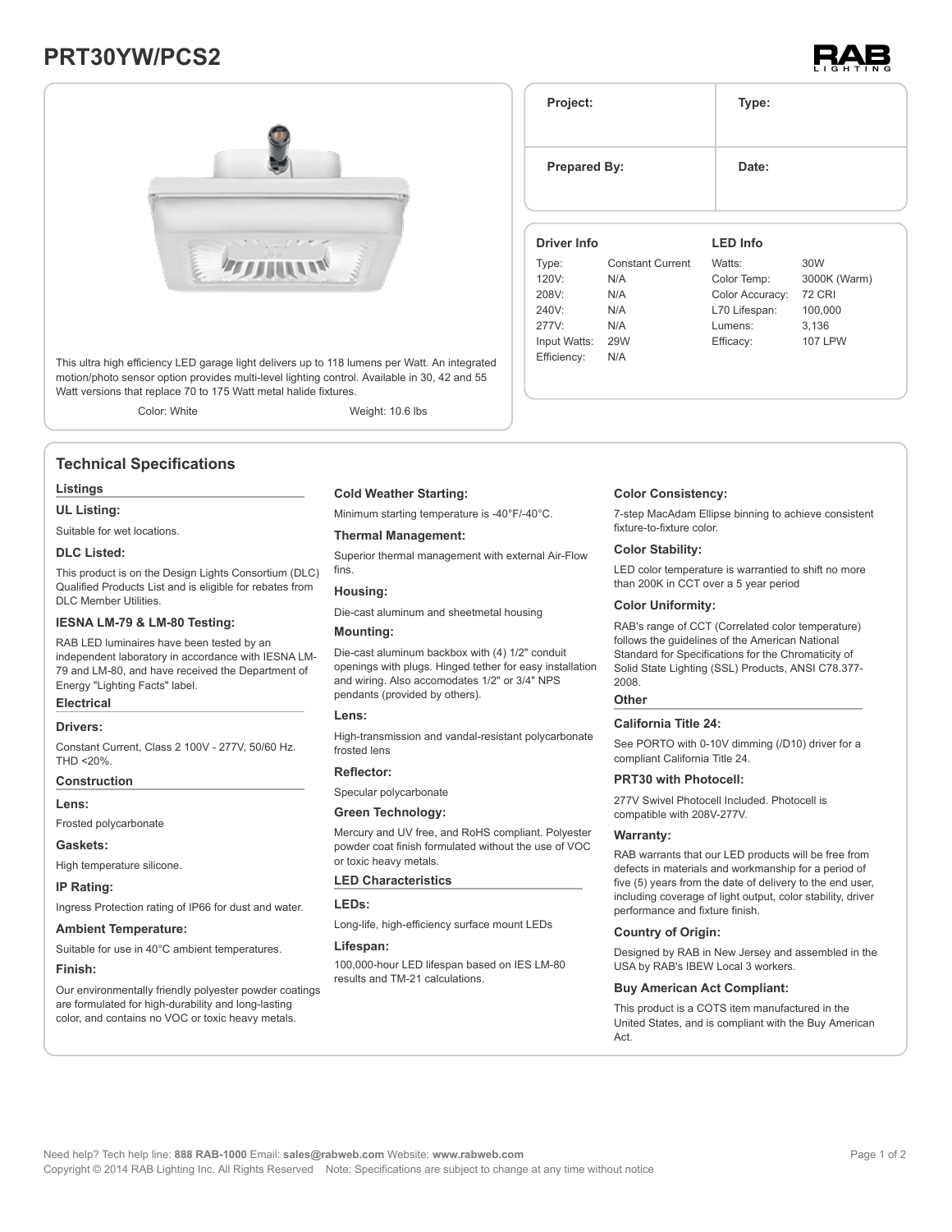# PRT30YW/PCS2

| Project: | Type: |
|---|---|
| Prepared By: | Date: |

This ultra high efficiency LED garage light delivers up to 118 lumens per Watt. An integrated motion/photo sensor option provides multi-level lighting control. Available in 30, 42 and 55 Watt versions that replace 70 to 175 Watt metal halide fixtures.

Color: White

Weight: 10.6 lbs

### Driver Info

| | |
|---|---|
| Type: | Constant Current |
| 120V: | N/A |
| 208V: | N/A |
| 240V: | N/A |
| 277V: | N/A |
| Input Watts: | 29W |
| Efficiency: | N/A |

### LED Info

| | |
|---|---|
| Watts: | 30W |
| Color Temp: | 3000K (Warm) |
| Color Accuracy: | 72 CRI |
| L70 Lifespan: | 100,000 |
| Lumens: | 3,136 |
| Efficacy: | 107 LPW |

## Technical Specifications

### Listings

**UL Listing:**

Suitable for wet locations.

**DLC Listed:**

This product is on the Design Lights Consortium (DLC) Qualified Products List and is eligible for rebates from DLC Member Utilities.

**IESNA LM-79 & LM-80 Testing:**

RAB LED luminaires have been tested by an independent laboratory in accordance with IESNA LM-79 and LM-80, and have received the Department of Energy "Lighting Facts" label.

### Electrical

**Drivers:**

Constant Current, Class 2 100V - 277V, 50/60 Hz. THD <20%.

### Construction

**Lens:**

Frosted polycarbonate

**Gaskets:**

High temperature silicone.

**IP Rating:**

Ingress Protection rating of IP66 for dust and water.

**Ambient Temperature:**

Suitable for use in 40°C ambient temperatures.

**Finish:**

Our environmentally friendly polyester powder coatings are formulated for high-durability and long-lasting color, and contains no VOC or toxic heavy metals.

**Cold Weather Starting:**

Minimum starting temperature is -40°F/-40°C.

**Thermal Management:**

Superior thermal management with external Air-Flow fins.

**Housing:**

Die-cast aluminum and sheetmetal housing

**Mounting:**

Die-cast aluminum backbox with (4) 1/2" conduit openings with plugs. Hinged tether for easy installation and wiring. Also accomodates 1/2" or 3/4" NPS pendants (provided by others).

**Lens:**

High-transmission and vandal-resistant polycarbonate frosted lens

**Reflector:**

Specular polycarbonate

**Green Technology:**

Mercury and UV free, and RoHS compliant. Polyester powder coat finish formulated without the use of VOC or toxic heavy metals.

### LED Characteristics

**LEDs:**

Long-life, high-efficiency surface mount LEDs

**Lifespan:**

100,000-hour LED lifespan based on IES LM-80 results and TM-21 calculations.

**Color Consistency:**

7-step MacAdam Ellipse binning to achieve consistent fixture-to-fixture color.

**Color Stability:**

LED color temperature is warrantied to shift no more than 200K in CCT over a 5 year period

**Color Uniformity:**

RAB's range of CCT (Correlated color temperature) follows the guidelines of the American National Standard for Specifications for the Chromaticity of Solid State Lighting (SSL) Products, ANSI C78.377-2008.

### Other

**California Title 24:**

See PORTO with 0-10V dimming (/D10) driver for a compliant California Title 24.

**PRT30 with Photocell:**

277V Swivel Photocell Included. Photocell is compatible with 208V-277V.

**Warranty:**

RAB warrants that our LED products will be free from defects in materials and workmanship for a period of five (5) years from the date of delivery to the end user, including coverage of light output, color stability, driver performance and fixture finish.

**Country of Origin:**

Designed by RAB in New Jersey and assembled in the USA by RAB's IBEW Local 3 workers.

**Buy American Act Compliant:**

This product is a COTS item manufactured in the United States, and is compliant with the Buy American Act.

Need help? Tech help line: **888 RAB-1000** Email: **sales@rabweb.com** Website: **www.rabweb.com**

Copyright © 2014 RAB Lighting Inc. All Rights Reserved Note: Specifications are subject to change at any time without notice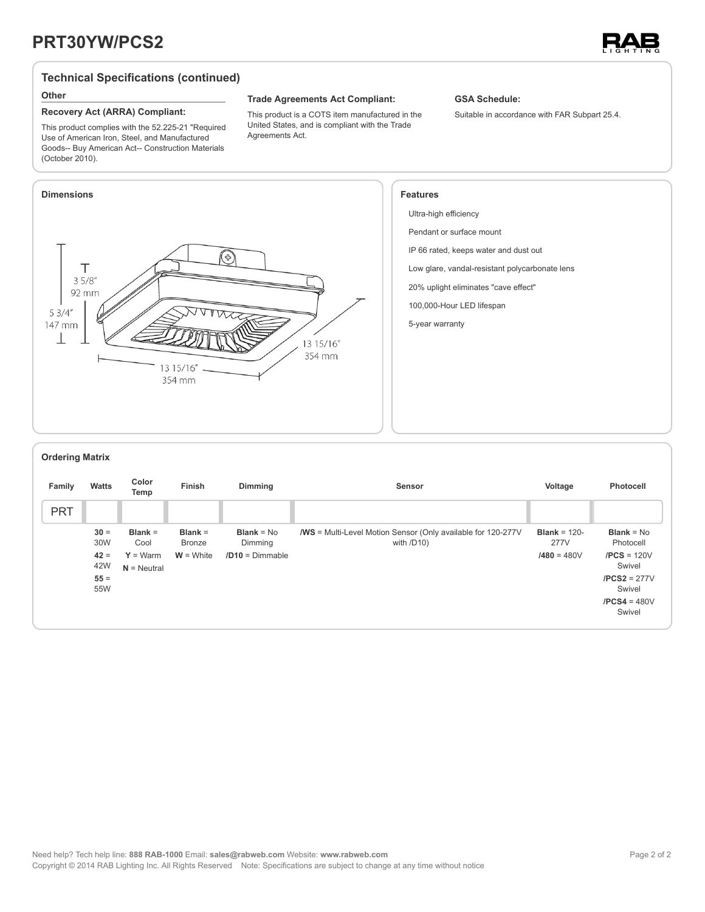# PRT30YW/PCS2

## Technical Specifications (continued)

### Other

**Recovery Act (ARRA) Compliant:**

This product complies with the 52.225-21 "Required Use of American Iron, Steel, and Manufactured Goods-- Buy American Act-- Construction Materials (October 2010).

**Trade Agreements Act Compliant:**

This product is a COTS item manufactured in the United States, and is compliant with the Trade Agreements Act.

**GSA Schedule:**

Suitable in accordance with FAR Subpart 25.4.

## Dimensions

3 5/8"
92 mm

5 3/4"
147 mm

13 15/16"
354 mm

13 15/16"
354 mm

## Features

- Ultra-high efficiency
- Pendant or surface mount
- IP 66 rated, keeps water and dust out
- Low glare, vandal-resistant polycarbonate lens
- 20% uplight eliminates "cave effect"
- 100,000-Hour LED lifespan
- 5-year warranty

## Ordering Matrix

| Family | Watts | Color Temp | Finish | Dimming | Sensor | Voltage | Photocell |
|---|---|---|---|---|---|---|---|
| PRT | | | | | | | |
| | **30** = 30W<br>**42** = 42W<br>**55** = 55W | **Blank** = Cool<br>**Y** = Warm<br>**N** = Neutral | **Blank** = Bronze<br>**W** = White | **Blank** = No Dimming<br>**/D10** = Dimmable | **/WS** = Multi-Level Motion Sensor (Only available for 120-277V with /D10) | **Blank** = 120-277V<br>**/480** = 480V | **Blank** = No Photocell<br>**/PCS** = 120V Swivel<br>**/PCS2** = 277V Swivel<br>**/PCS4** = 480V Swivel |

Need help? Tech help line: **888 RAB-1000** Email: **sales@rabweb.com** Website: **www.rabweb.com**
Copyright © 2014 RAB Lighting Inc. All Rights Reserved Note: Specifications are subject to change at any time without notice